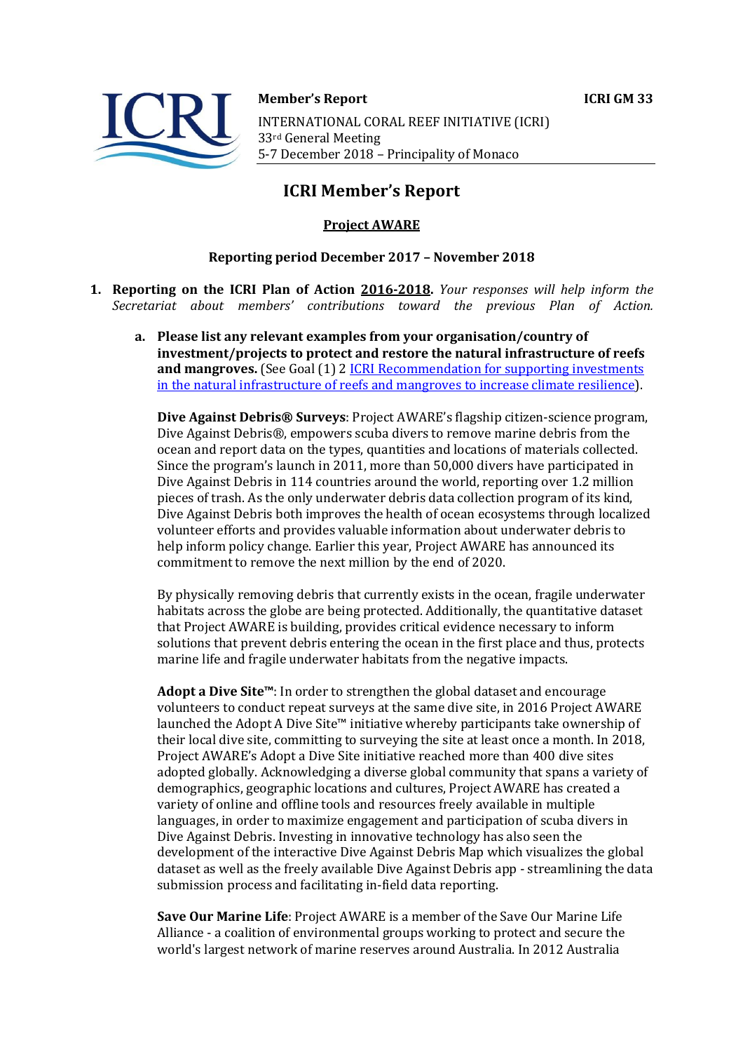**Member's Report** **ICRI GM 33**

INTERNATIONAL CORAL REEF INITIATIVE (ICRI)
33rd General Meeting
5-7 December 2018 – Principality of Monaco

# ICRI Member's Report

## Project AWARE

### Reporting period December 2017 – November 2018

1. **Reporting on the ICRI Plan of Action 2016-2018.** *Your responses will help inform the Secretariat about members' contributions toward the previous Plan of Action.*

   a. **Please list any relevant examples from your organisation/country of investment/projects to protect and restore the natural infrastructure of reefs and mangroves.** (See Goal (1) 2 [ICRI Recommendation for supporting investments in the natural infrastructure of reefs and mangroves to increase climate resilience](#)).

   **Dive Against Debris® Surveys**: Project AWARE's flagship citizen-science program, Dive Against Debris®, empowers scuba divers to remove marine debris from the ocean and report data on the types, quantities and locations of materials collected. Since the program's launch in 2011, more than 50,000 divers have participated in Dive Against Debris in 114 countries around the world, reporting over 1.2 million pieces of trash. As the only underwater debris data collection program of its kind, Dive Against Debris both improves the health of ocean ecosystems through localized volunteer efforts and provides valuable information about underwater debris to help inform policy change. Earlier this year, Project AWARE has announced its commitment to remove the next million by the end of 2020.

   By physically removing debris that currently exists in the ocean, fragile underwater habitats across the globe are being protected. Additionally, the quantitative dataset that Project AWARE is building, provides critical evidence necessary to inform solutions that prevent debris entering the ocean in the first place and thus, protects marine life and fragile underwater habitats from the negative impacts.

   **Adopt a Dive Site™**: In order to strengthen the global dataset and encourage volunteers to conduct repeat surveys at the same dive site, in 2016 Project AWARE launched the Adopt A Dive Site™ initiative whereby participants take ownership of their local dive site, committing to surveying the site at least once a month. In 2018, Project AWARE's Adopt a Dive Site initiative reached more than 400 dive sites adopted globally. Acknowledging a diverse global community that spans a variety of demographics, geographic locations and cultures, Project AWARE has created a variety of online and offline tools and resources freely available in multiple languages, in order to maximize engagement and participation of scuba divers in Dive Against Debris. Investing in innovative technology has also seen the development of the interactive Dive Against Debris Map which visualizes the global dataset as well as the freely available Dive Against Debris app - streamlining the data submission process and facilitating in-field data reporting.

   **Save Our Marine Life**: Project AWARE is a member of the Save Our Marine Life Alliance - a coalition of environmental groups working to protect and secure the world's largest network of marine reserves around Australia. In 2012 Australia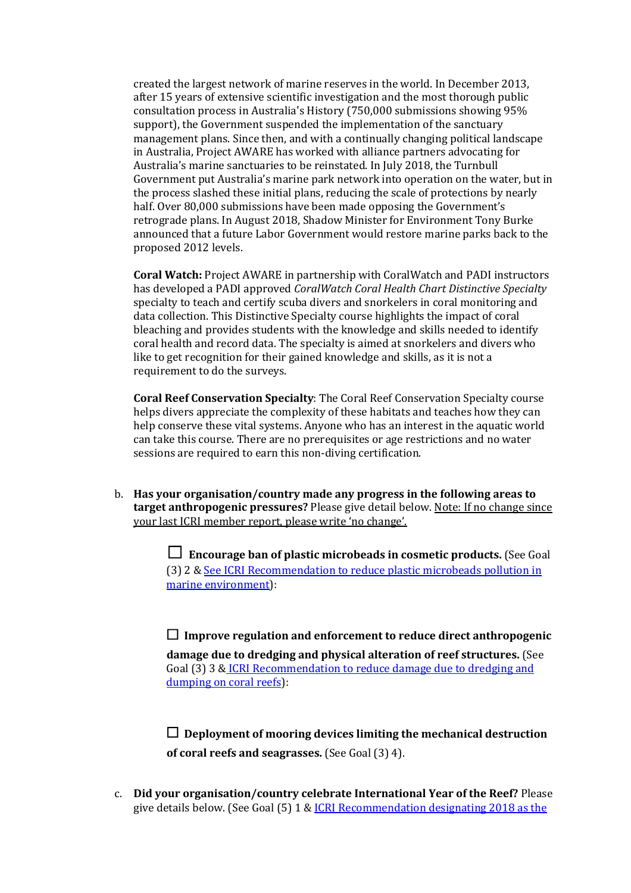created the largest network of marine reserves in the world. In December 2013, after 15 years of extensive scientific investigation and the most thorough public consultation process in Australia's History (750,000 submissions showing 95% support), the Government suspended the implementation of the sanctuary management plans. Since then, and with a continually changing political landscape in Australia, Project AWARE has worked with alliance partners advocating for Australia's marine sanctuaries to be reinstated. In July 2018, the Turnbull Government put Australia's marine park network into operation on the water, but in the process slashed these initial plans, reducing the scale of protections by nearly half. Over 80,000 submissions have been made opposing the Government's retrograde plans. In August 2018, Shadow Minister for Environment Tony Burke announced that a future Labor Government would restore marine parks back to the proposed 2012 levels.

**Coral Watch:** Project AWARE in partnership with CoralWatch and PADI instructors has developed a PADI approved *CoralWatch Coral Health Chart Distinctive Specialty* specialty to teach and certify scuba divers and snorkelers in coral monitoring and data collection. This Distinctive Specialty course highlights the impact of coral bleaching and provides students with the knowledge and skills needed to identify coral health and record data. The specialty is aimed at snorkelers and divers who like to get recognition for their gained knowledge and skills, as it is not a requirement to do the surveys.

**Coral Reef Conservation Specialty**: The Coral Reef Conservation Specialty course helps divers appreciate the complexity of these habitats and teaches how they can help conserve these vital systems. Anyone who has an interest in the aquatic world can take this course. There are no prerequisites or age restrictions and no water sessions are required to earn this non-diving certification.

b. **Has your organisation/country made any progress in the following areas to target anthropogenic pressures?** Please give detail below. Note: If no change since your last ICRI member report, please write 'no change'.

   ☐ **Encourage ban of plastic microbeads in cosmetic products.** (See Goal (3) 2 & See ICRI Recommendation to reduce plastic microbeads pollution in marine environment):

   ☐ **Improve regulation and enforcement to reduce direct anthropogenic damage due to dredging and physical alteration of reef structures.** (See Goal (3) 3 & ICRI Recommendation to reduce damage due to dredging and dumping on coral reefs):

   ☐ **Deployment of mooring devices limiting the mechanical destruction of coral reefs and seagrasses.** (See Goal (3) 4).

c. **Did your organisation/country celebrate International Year of the Reef?** Please give details below. (See Goal (5) 1 & ICRI Recommendation designating 2018 as the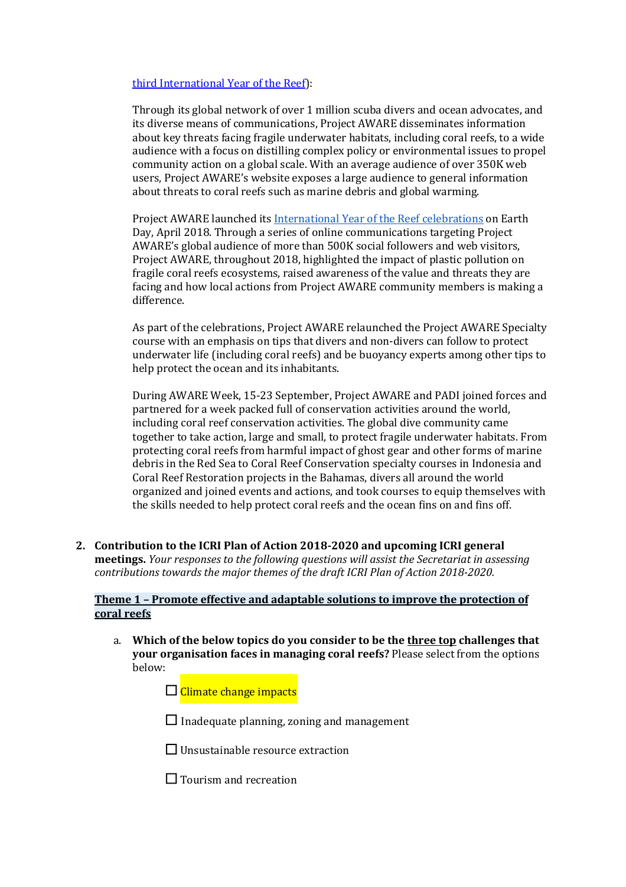third International Year of the Reef):

Through its global network of over 1 million scuba divers and ocean advocates, and its diverse means of communications, Project AWARE disseminates information about key threats facing fragile underwater habitats, including coral reefs, to a wide audience with a focus on distilling complex policy or environmental issues to propel community action on a global scale. With an average audience of over 350K web users, Project AWARE's website exposes a large audience to general information about threats to coral reefs such as marine debris and global warming.

Project AWARE launched its International Year of the Reef celebrations on Earth Day, April 2018. Through a series of online communications targeting Project AWARE's global audience of more than 500K social followers and web visitors, Project AWARE, throughout 2018, highlighted the impact of plastic pollution on fragile coral reefs ecosystems, raised awareness of the value and threats they are facing and how local actions from Project AWARE community members is making a difference.

As part of the celebrations, Project AWARE relaunched the Project AWARE Specialty course with an emphasis on tips that divers and non-divers can follow to protect underwater life (including coral reefs) and be buoyancy experts among other tips to help protect the ocean and its inhabitants.

During AWARE Week, 15-23 September, Project AWARE and PADI joined forces and partnered for a week packed full of conservation activities around the world, including coral reef conservation activities. The global dive community came together to take action, large and small, to protect fragile underwater habitats. From protecting coral reefs from harmful impact of ghost gear and other forms of marine debris in the Red Sea to Coral Reef Conservation specialty courses in Indonesia and Coral Reef Restoration projects in the Bahamas, divers all around the world organized and joined events and actions, and took courses to equip themselves with the skills needed to help protect coral reefs and the ocean fins on and fins off.

2. **Contribution to the ICRI Plan of Action 2018-2020 and upcoming ICRI general meetings.** *Your responses to the following questions will assist the Secretariat in assessing contributions towards the major themes of the draft ICRI Plan of Action 2018-2020.*

**Theme 1 – Promote effective and adaptable solutions to improve the protection of coral reefs**

a. **Which of the below topics do you consider to be the three top challenges that your organisation faces in managing coral reefs?** Please select from the options below:

   - ☐ Climate change impacts
   - ☐ Inadequate planning, zoning and management
   - ☐ Unsustainable resource extraction
   - ☐ Tourism and recreation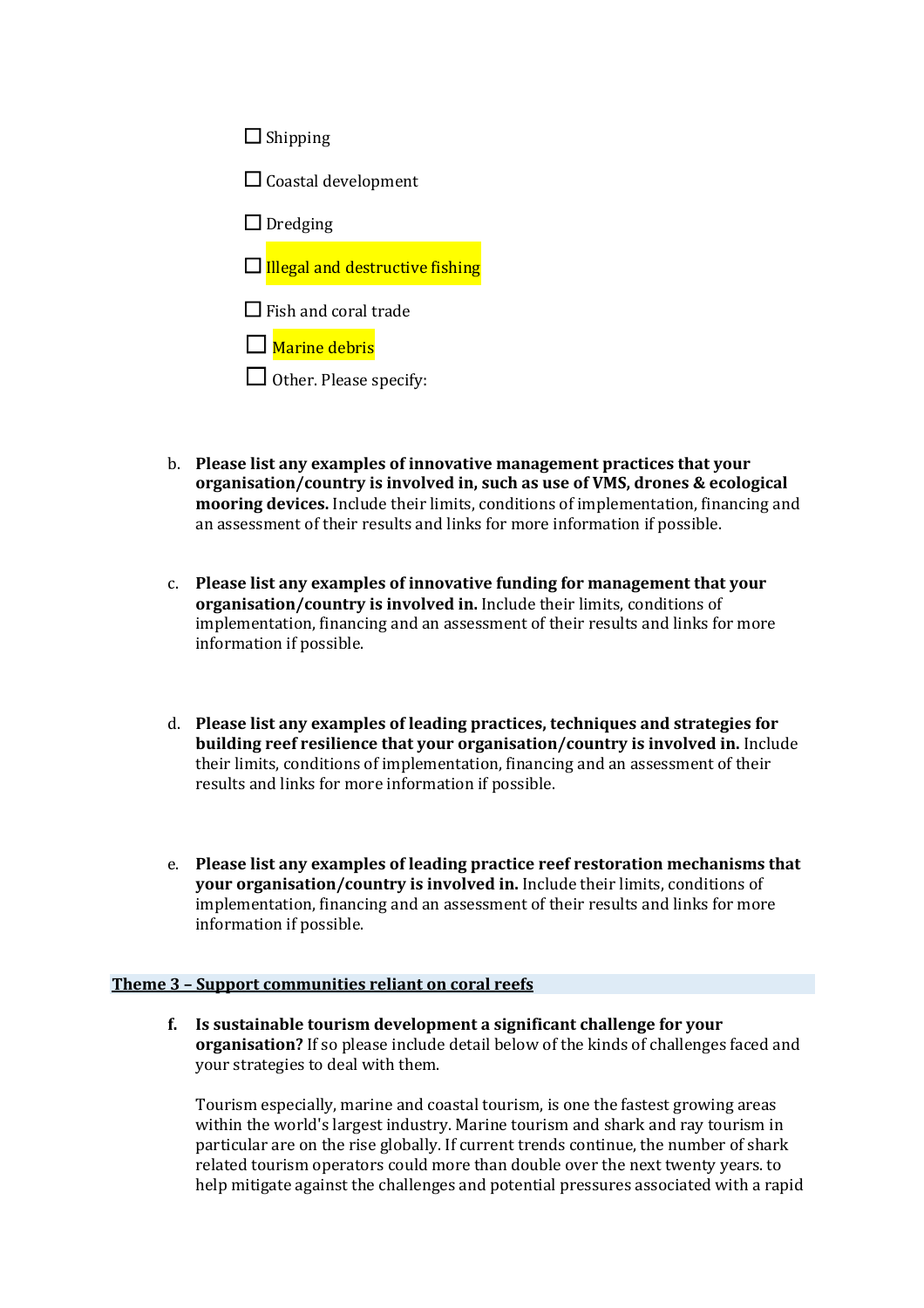- ☐ Shipping
- ☐ Coastal development
- ☐ Dredging
- ☐ Illegal and destructive fishing
- ☐ Fish and coral trade
- ☐ Marine debris
- ☐ Other. Please specify:

b. **Please list any examples of innovative management practices that your organisation/country is involved in, such as use of VMS, drones & ecological mooring devices.** Include their limits, conditions of implementation, financing and an assessment of their results and links for more information if possible.

c. **Please list any examples of innovative funding for management that your organisation/country is involved in.** Include their limits, conditions of implementation, financing and an assessment of their results and links for more information if possible.

d. **Please list any examples of leading practices, techniques and strategies for building reef resilience that your organisation/country is involved in.** Include their limits, conditions of implementation, financing and an assessment of their results and links for more information if possible.

e. **Please list any examples of leading practice reef restoration mechanisms that your organisation/country is involved in.** Include their limits, conditions of implementation, financing and an assessment of their results and links for more information if possible.

## Theme 3 – Support communities reliant on coral reefs

f. **Is sustainable tourism development a significant challenge for your organisation?** If so please include detail below of the kinds of challenges faced and your strategies to deal with them.

Tourism especially, marine and coastal tourism, is one the fastest growing areas within the world's largest industry. Marine tourism and shark and ray tourism in particular are on the rise globally. If current trends continue, the number of shark related tourism operators could more than double over the next twenty years. to help mitigate against the challenges and potential pressures associated with a rapid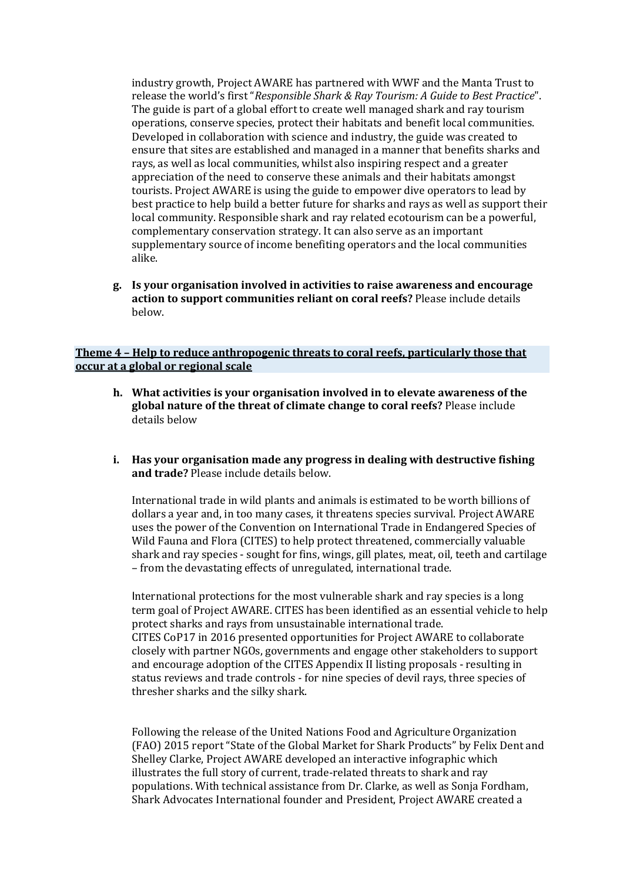industry growth, Project AWARE has partnered with WWF and the Manta Trust to release the world's first "*Responsible Shark & Ray Tourism: A Guide to Best Practice*". The guide is part of a global effort to create well managed shark and ray tourism operations, conserve species, protect their habitats and benefit local communities. Developed in collaboration with science and industry, the guide was created to ensure that sites are established and managed in a manner that benefits sharks and rays, as well as local communities, whilst also inspiring respect and a greater appreciation of the need to conserve these animals and their habitats amongst tourists. Project AWARE is using the guide to empower dive operators to lead by best practice to help build a better future for sharks and rays as well as support their local community. Responsible shark and ray related ecotourism can be a powerful, complementary conservation strategy. It can also serve as an important supplementary source of income benefiting operators and the local communities alike.

g. **Is your organisation involved in activities to raise awareness and encourage action to support communities reliant on coral reefs?** Please include details below.

**Theme 4 – Help to reduce anthropogenic threats to coral reefs, particularly those that occur at a global or regional scale**

h. **What activities is your organisation involved in to elevate awareness of the global nature of the threat of climate change to coral reefs?** Please include details below

i. **Has your organisation made any progress in dealing with destructive fishing and trade?** Please include details below.

International trade in wild plants and animals is estimated to be worth billions of dollars a year and, in too many cases, it threatens species survival. Project AWARE uses the power of the Convention on International Trade in Endangered Species of Wild Fauna and Flora (CITES) to help protect threatened, commercially valuable shark and ray species - sought for fins, wings, gill plates, meat, oil, teeth and cartilage – from the devastating effects of unregulated, international trade.

International protections for the most vulnerable shark and ray species is a long term goal of Project AWARE. CITES has been identified as an essential vehicle to help protect sharks and rays from unsustainable international trade.
CITES CoP17 in 2016 presented opportunities for Project AWARE to collaborate closely with partner NGOs, governments and engage other stakeholders to support and encourage adoption of the CITES Appendix II listing proposals - resulting in status reviews and trade controls - for nine species of devil rays, three species of thresher sharks and the silky shark.

Following the release of the United Nations Food and Agriculture Organization (FAO) 2015 report "State of the Global Market for Shark Products" by Felix Dent and Shelley Clarke, Project AWARE developed an interactive infographic which illustrates the full story of current, trade-related threats to shark and ray populations. With technical assistance from Dr. Clarke, as well as Sonja Fordham, Shark Advocates International founder and President, Project AWARE created a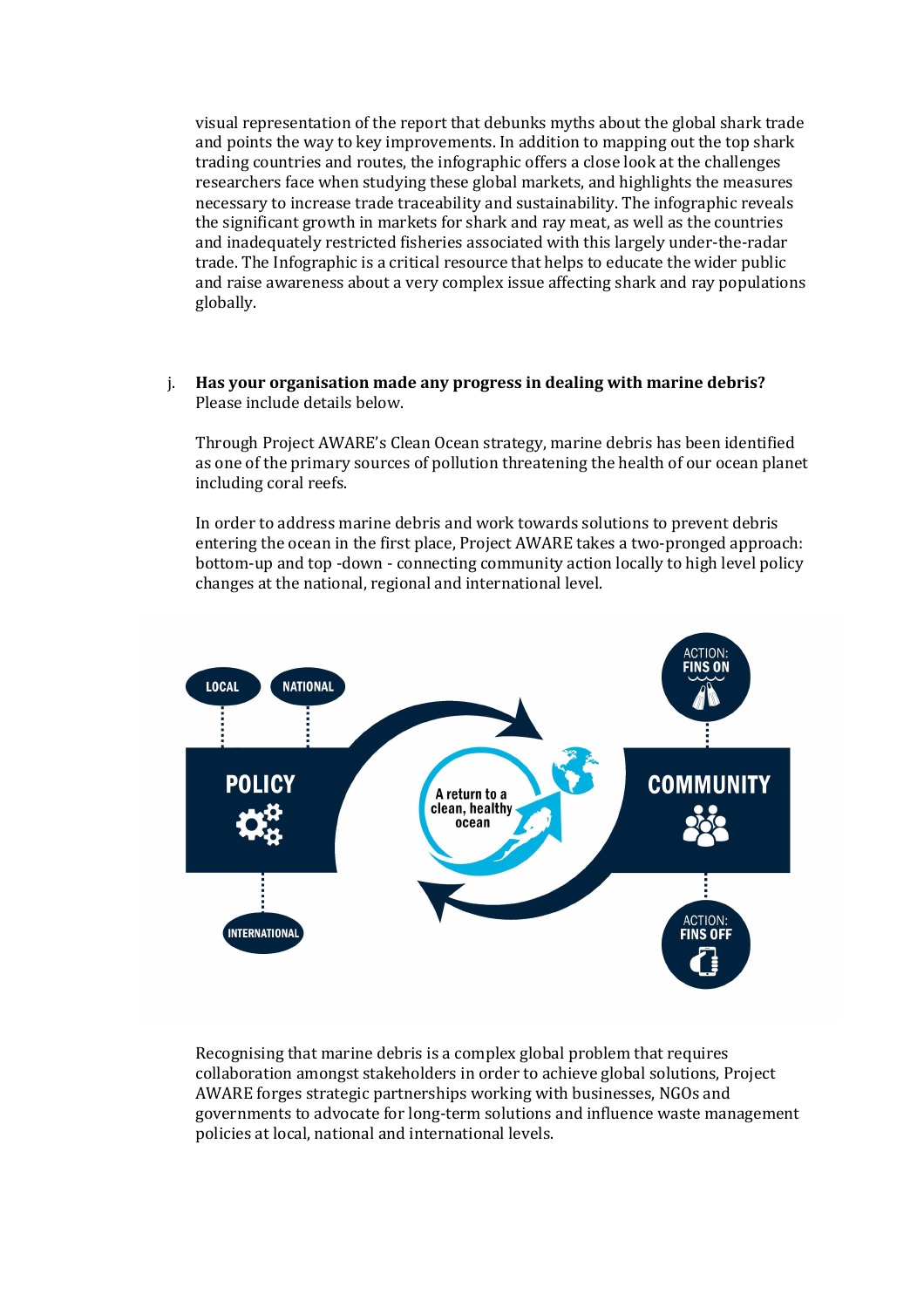visual representation of the report that debunks myths about the global shark trade and points the way to key improvements. In addition to mapping out the top shark trading countries and routes, the infographic offers a close look at the challenges researchers face when studying these global markets, and highlights the measures necessary to increase trade traceability and sustainability. The infographic reveals the significant growth in markets for shark and ray meat, as well as the countries and inadequately restricted fisheries associated with this largely under-the-radar trade. The Infographic is a critical resource that helps to educate the wider public and raise awareness about a very complex issue affecting shark and ray populations globally.

j. **Has your organisation made any progress in dealing with marine debris?** Please include details below.

Through Project AWARE's Clean Ocean strategy, marine debris has been identified as one of the primary sources of pollution threatening the health of our ocean planet including coral reefs.

In order to address marine debris and work towards solutions to prevent debris entering the ocean in the first place, Project AWARE takes a two-pronged approach: bottom-up and top -down - connecting community action locally to high level policy changes at the national, regional and international level.

LOCAL — NATIONAL — POLICY — INTERNATIONAL

A return to a clean, healthy ocean

ACTION: FINS ON — COMMUNITY — ACTION: FINS OFF

Recognising that marine debris is a complex global problem that requires collaboration amongst stakeholders in order to achieve global solutions, Project AWARE forges strategic partnerships working with businesses, NGOs and governments to advocate for long-term solutions and influence waste management policies at local, national and international levels.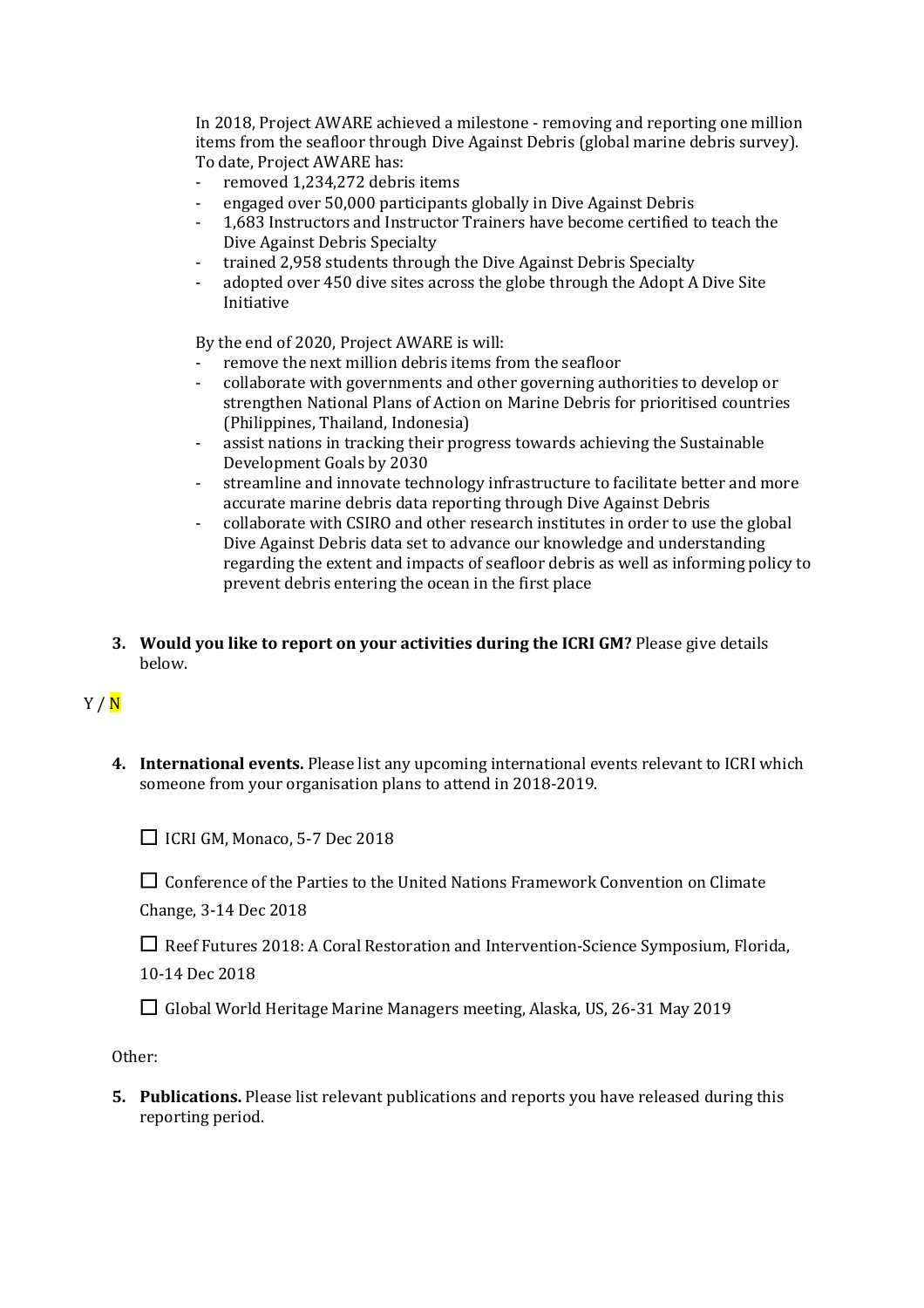In 2018, Project AWARE achieved a milestone - removing and reporting one million items from the seafloor through Dive Against Debris (global marine debris survey). To date, Project AWARE has:

- removed 1,234,272 debris items
- engaged over 50,000 participants globally in Dive Against Debris
- 1,683 Instructors and Instructor Trainers have become certified to teach the Dive Against Debris Specialty
- trained 2,958 students through the Dive Against Debris Specialty
- adopted over 450 dive sites across the globe through the Adopt A Dive Site Initiative

By the end of 2020, Project AWARE is will:

- remove the next million debris items from the seafloor
- collaborate with governments and other governing authorities to develop or strengthen National Plans of Action on Marine Debris for prioritised countries (Philippines, Thailand, Indonesia)
- assist nations in tracking their progress towards achieving the Sustainable Development Goals by 2030
- streamline and innovate technology infrastructure to facilitate better and more accurate marine debris data reporting through Dive Against Debris
- collaborate with CSIRO and other research institutes in order to use the global Dive Against Debris data set to advance our knowledge and understanding regarding the extent and impacts of seafloor debris as well as informing policy to prevent debris entering the ocean in the first place

3. **Would you like to report on your activities during the ICRI GM?** Please give details below.

Y / N

4. **International events.** Please list any upcoming international events relevant to ICRI which someone from your organisation plans to attend in 2018-2019.

☐ ICRI GM, Monaco, 5-7 Dec 2018

☐ Conference of the Parties to the United Nations Framework Convention on Climate Change, 3-14 Dec 2018

☐ Reef Futures 2018: A Coral Restoration and Intervention-Science Symposium, Florida, 10-14 Dec 2018

☐ Global World Heritage Marine Managers meeting, Alaska, US, 26-31 May 2019

Other:

5. **Publications.** Please list relevant publications and reports you have released during this reporting period.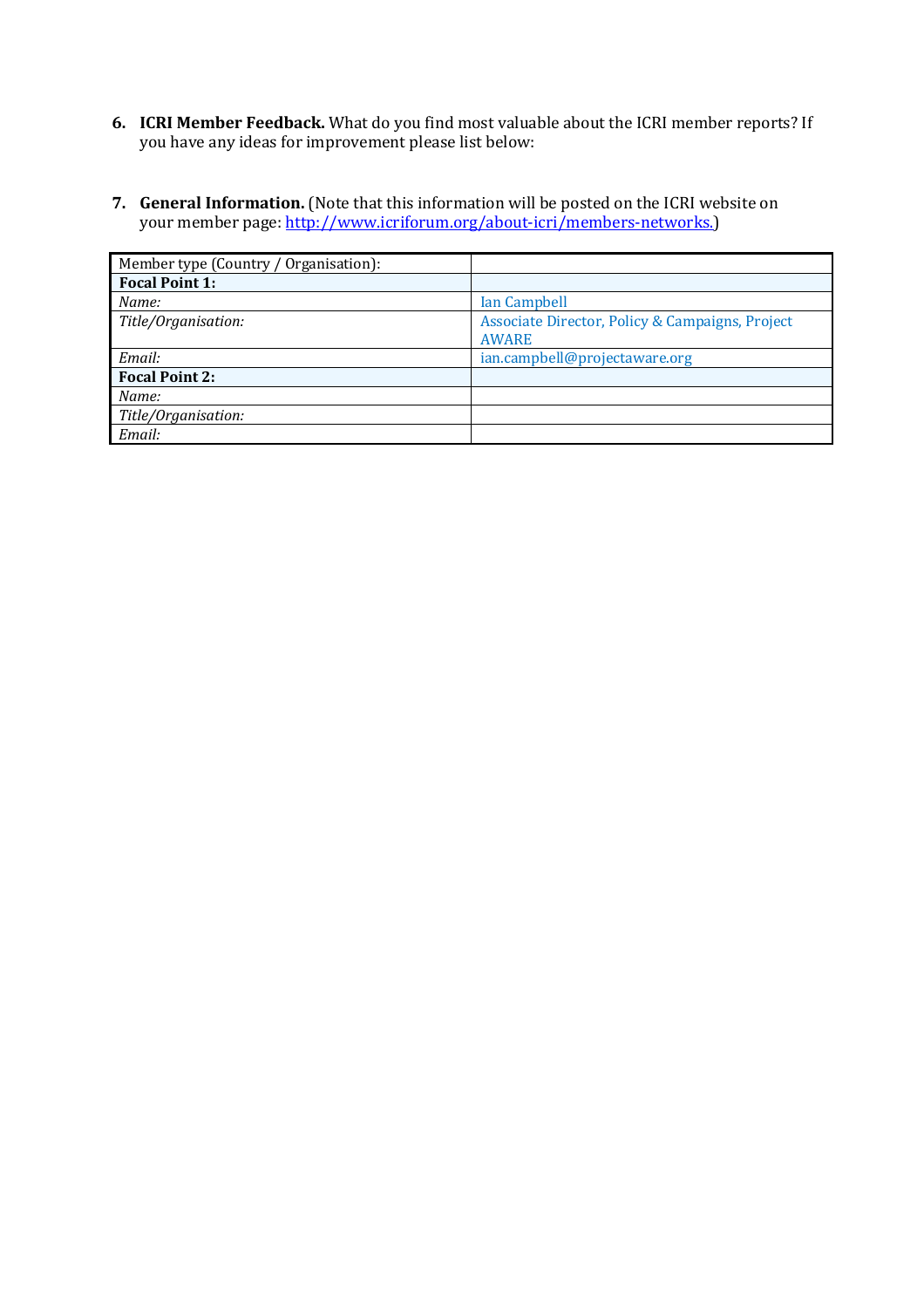6. **ICRI Member Feedback.** What do you find most valuable about the ICRI member reports? If you have any ideas for improvement please list below:

7. **General Information.** (Note that this information will be posted on the ICRI website on your member page: http://www.icriforum.org/about-icri/members-networks.)

| | |
|---|---|
| Member type (Country / Organisation): | |
| **Focal Point 1:** | |
| *Name:* | Ian Campbell |
| *Title/Organisation:* | Associate Director, Policy & Campaigns, Project AWARE |
| *Email:* | ian.campbell@projectaware.org |
| **Focal Point 2:** | |
| *Name:* | |
| *Title/Organisation:* | |
| *Email:* | |